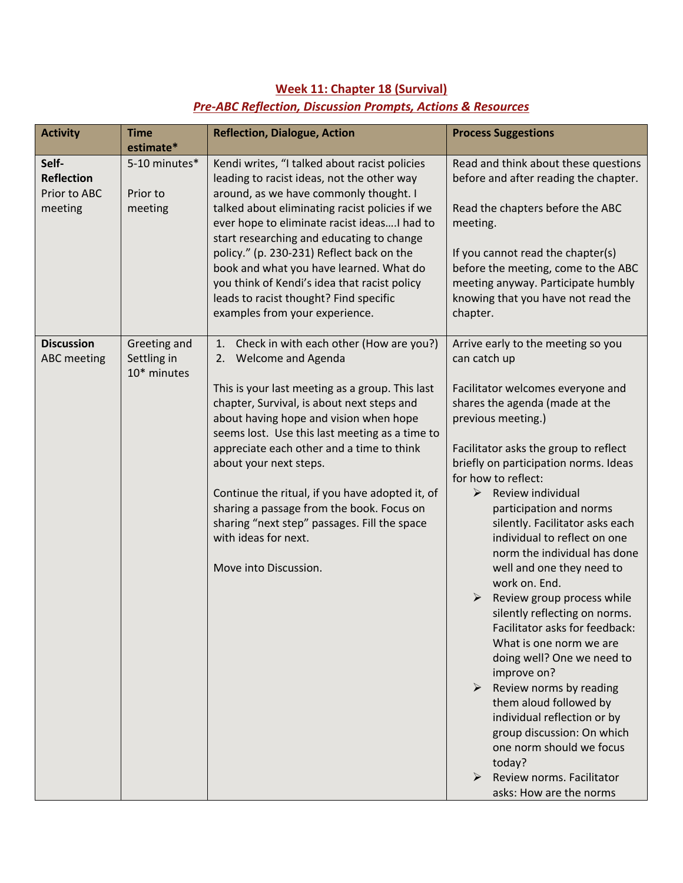## Week 11: Chapter 18 (Survival)

### *Pre-ABC Reflection, Discussion Prompts, Actions & Resources*

| Activity | Time estimate* | Reflection, Dialogue, Action | Process Suggestions |
|---|---|---|---|
| **Self-Reflection** Prior to ABC meeting | 5-10 minutes*<br><br>Prior to meeting | Kendi writes, "I talked about racist policies leading to racist ideas, not the other way around, as we have commonly thought. I talked about eliminating racist policies if we ever hope to eliminate racist ideas….I had to start researching and educating to change policy." (p. 230-231) Reflect back on the book and what you have learned. What do you think of Kendi's idea that racist policy leads to racist thought? Find specific examples from your experience. | Read and think about these questions before and after reading the chapter.<br><br>Read the chapters before the ABC meeting.<br><br>If you cannot read the chapter(s) before the meeting, come to the ABC meeting anyway. Participate humbly knowing that you have not read the chapter. |
| **Discussion** ABC meeting | Greeting and Settling in 10* minutes | 1. Check in with each other (How are you?)<br>2. Welcome and Agenda<br><br>This is your last meeting as a group. This last chapter, Survival, is about next steps and about having hope and vision when hope seems lost. Use this last meeting as a time to appreciate each other and a time to think about your next steps.<br><br>Continue the ritual, if you have adopted it, of sharing a passage from the book. Focus on sharing "next step" passages. Fill the space with ideas for next.<br><br>Move into Discussion. | Arrive early to the meeting so you can catch up<br><br>Facilitator welcomes everyone and shares the agenda (made at the previous meeting.)<br><br>Facilitator asks the group to reflect briefly on participation norms. Ideas for how to reflect:<br>➢ Review individual participation and norms silently. Facilitator asks each individual to reflect on one norm the individual has done well and one they need to work on. End.<br>➢ Review group process while silently reflecting on norms. Facilitator asks for feedback: What is one norm we are doing well? One we need to improve on?<br>➢ Review norms by reading them aloud followed by individual reflection or by group discussion: On which one norm should we focus today?<br>➢ Review norms. Facilitator asks: How are the norms |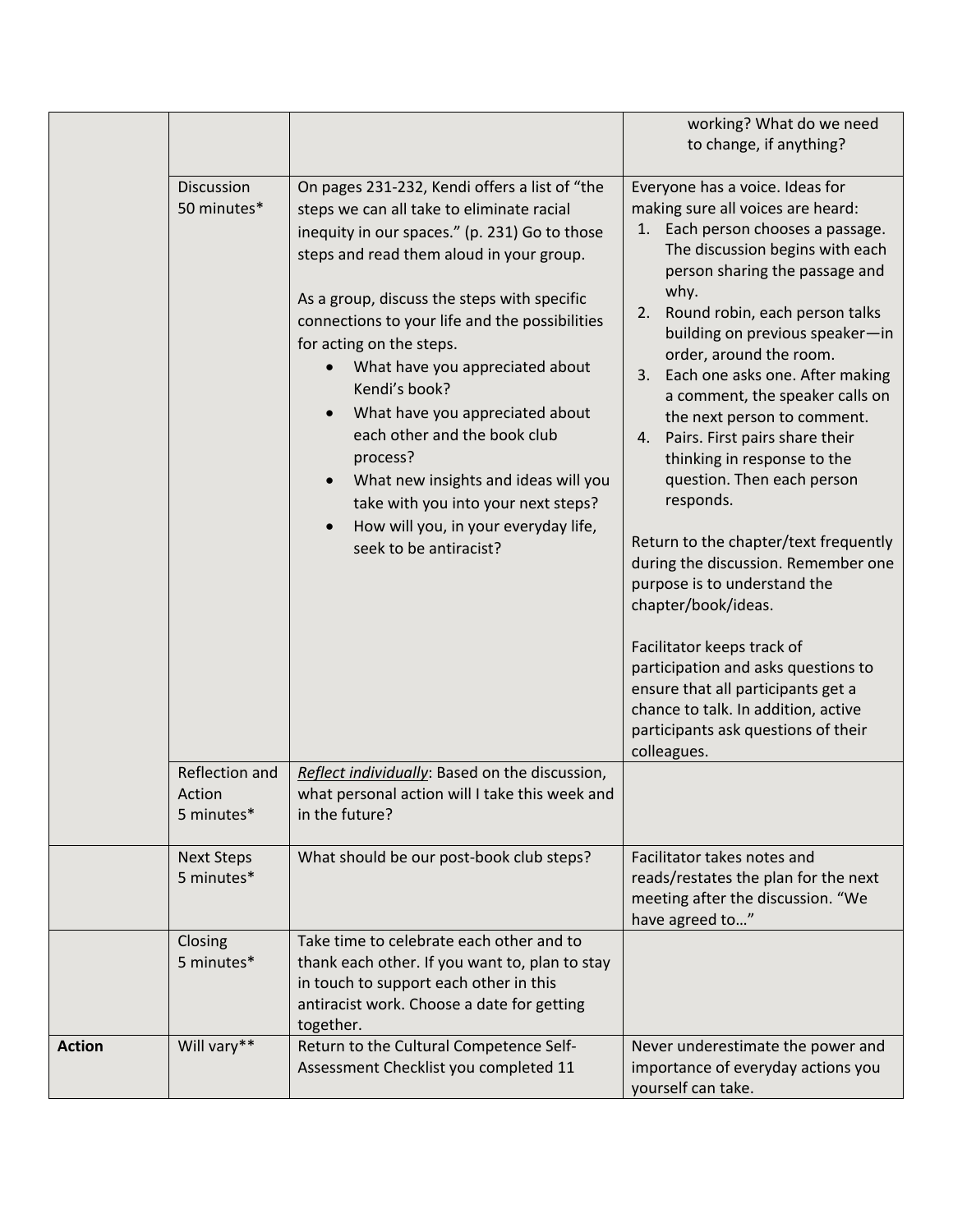| | | | |
|---|---|---|---|
| | | | working? What do we need to change, if anything? |
| | Discussion<br>50 minutes* | On pages 231-232, Kendi offers a list of "the steps we can all take to eliminate racial inequity in our spaces." (p. 231) Go to those steps and read them aloud in your group.<br><br>As a group, discuss the steps with specific connections to your life and the possibilities for acting on the steps.<br>• What have you appreciated about Kendi's book?<br>• What have you appreciated about each other and the book club process?<br>• What new insights and ideas will you take with you into your next steps?<br>• How will you, in your everyday life, seek to be antiracist? | Everyone has a voice. Ideas for making sure all voices are heard:<br>1. Each person chooses a passage. The discussion begins with each person sharing the passage and why.<br>2. Round robin, each person talks building on previous speaker—in order, around the room.<br>3. Each one asks one. After making a comment, the speaker calls on the next person to comment.<br>4. Pairs. First pairs share their thinking in response to the question. Then each person responds.<br><br>Return to the chapter/text frequently during the discussion. Remember one purpose is to understand the chapter/book/ideas.<br><br>Facilitator keeps track of participation and asks questions to ensure that all participants get a chance to talk. In addition, active participants ask questions of their colleagues. |
| | Reflection and Action<br>5 minutes* | *Reflect individually*: Based on the discussion, what personal action will I take this week and in the future? | |
| | Next Steps<br>5 minutes* | What should be our post-book club steps? | Facilitator takes notes and reads/restates the plan for the next meeting after the discussion. "We have agreed to…" |
| | Closing<br>5 minutes* | Take time to celebrate each other and to thank each other. If you want to, plan to stay in touch to support each other in this antiracist work. Choose a date for getting together. | |
| **Action** | Will vary** | Return to the Cultural Competence Self-Assessment Checklist you completed 11 | Never underestimate the power and importance of everyday actions you yourself can take. |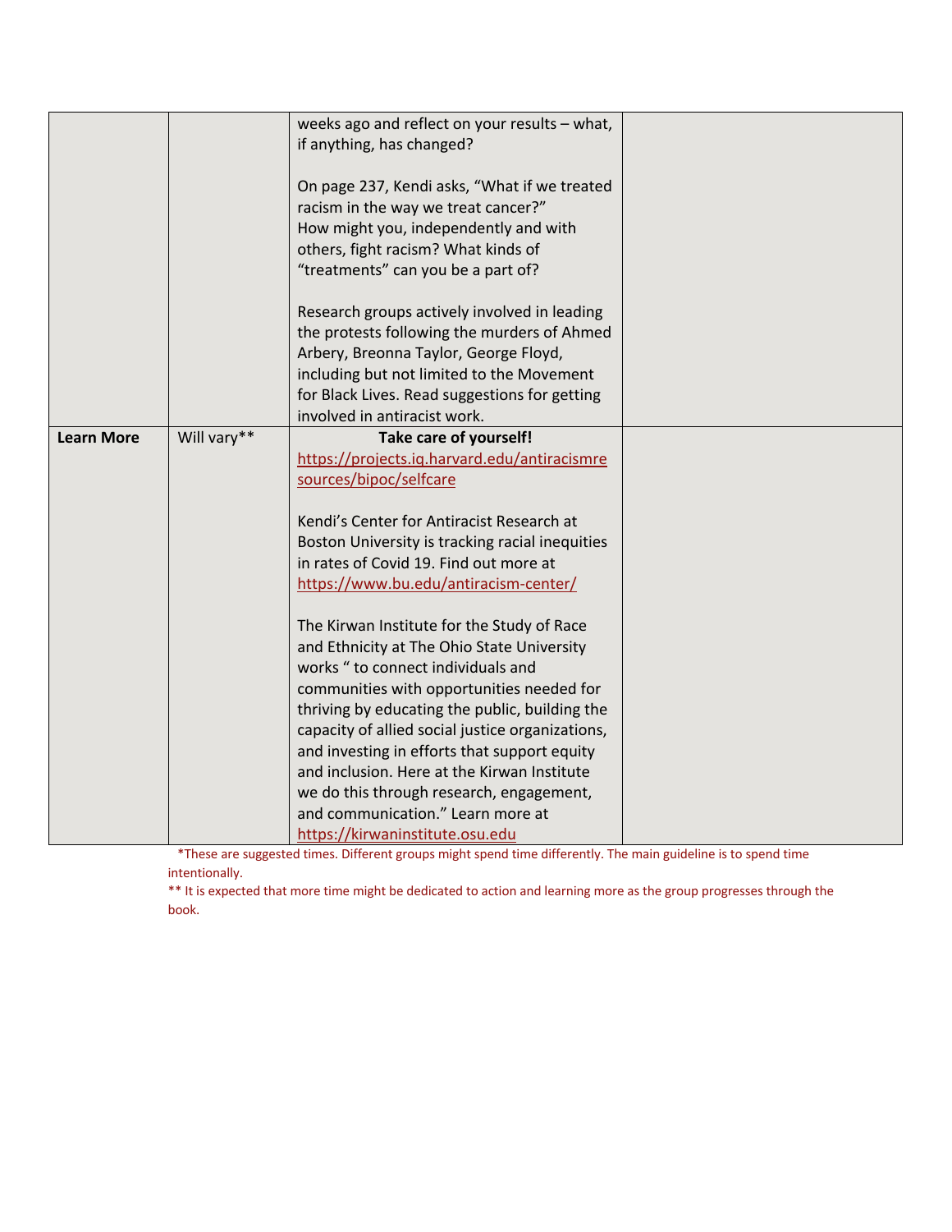| | | | |
|---|---|---|---|
| | | weeks ago and reflect on your results – what, if anything, has changed?<br><br>On page 237, Kendi asks, "What if we treated racism in the way we treat cancer?" How might you, independently and with others, fight racism? What kinds of "treatments" can you be a part of?<br><br>Research groups actively involved in leading the protests following the murders of Ahmed Arbery, Breonna Taylor, George Floyd, including but not limited to the Movement for Black Lives. Read suggestions for getting involved in antiracist work. | |
| **Learn More** | Will vary** | **Take care of yourself!**<br>https://projects.iq.harvard.edu/antiracismresources/bipoc/selfcare<br><br>Kendi's Center for Antiracist Research at Boston University is tracking racial inequities in rates of Covid 19. Find out more at https://www.bu.edu/antiracism-center/<br><br>The Kirwan Institute for the Study of Race and Ethnicity at The Ohio State University works " to connect individuals and communities with opportunities needed for thriving by educating the public, building the capacity of allied social justice organizations, and investing in efforts that support equity and inclusion. Here at the Kirwan Institute we do this through research, engagement, and communication." Learn more at https://kirwaninstitute.osu.edu | |

*These are suggested times. Different groups might spend time differently. The main guideline is to spend time intentionally.

** It is expected that more time might be dedicated to action and learning more as the group progresses through the book.